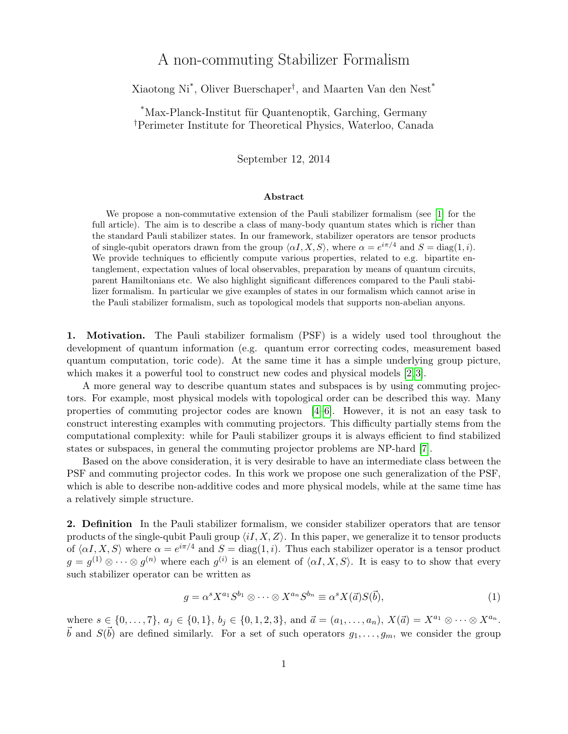# A non-commuting Stabilizer Formalism

Xiaotong Ni*, Oliver Buerschaper†, and Maarten Van den Nest*

*Max-Planck-Institut für Quantenoptik, Garching, Germany
†Perimeter Institute for Theoretical Physics, Waterloo, Canada

September 12, 2014

### Abstract

We propose a non-commutative extension of the Pauli stabilizer formalism (see [1] for the full article). The aim is to describe a class of many-body quantum states which is richer than the standard Pauli stabilizer states. In our framework, stabilizer operators are tensor products of single-qubit operators drawn from the group $\langle \alpha I, X, S \rangle$, where $\alpha = e^{i\pi/4}$ and $S = \text{diag}(1, i)$. We provide techniques to efficiently compute various properties, related to e.g. bipartite entanglement, expectation values of local observables, preparation by means of quantum circuits, parent Hamiltonians etc. We also highlight significant differences compared to the Pauli stabilizer formalism. In particular we give examples of states in our formalism which cannot arise in the Pauli stabilizer formalism, such as topological models that supports non-abelian anyons.

**1. Motivation.** The Pauli stabilizer formalism (PSF) is a widely used tool throughout the development of quantum information (e.g. quantum error correcting codes, measurement based quantum computation, toric code). At the same time it has a simple underlying group picture, which makes it a powerful tool to construct new codes and physical models [2, 3].

A more general way to describe quantum states and subspaces is by using commuting projectors. For example, most physical models with topological order can be described this way. Many properties of commuting projector codes are known [4–6]. However, it is not an easy task to construct interesting examples with commuting projectors. This difficulty partially stems from the computational complexity: while for Pauli stabilizer groups it is always efficient to find stabilized states or subspaces, in general the commuting projector problems are NP-hard [7].

Based on the above consideration, it is very desirable to have an intermediate class between the PSF and commuting projector codes. In this work we propose one such generalization of the PSF, which is able to describe non-additive codes and more physical models, while at the same time has a relatively simple structure.

**2. Definition** In the Pauli stabilizer formalism, we consider stabilizer operators that are tensor products of the single-qubit Pauli group $\langle iI, X, Z \rangle$. In this paper, we generalize it to tensor products of $\langle \alpha I, X, S \rangle$ where $\alpha = e^{i\pi/4}$ and $S = \text{diag}(1, i)$. Thus each stabilizer operator is a tensor product $g = g^{(1)} \otimes \cdots \otimes g^{(n)}$ where each $g^{(i)}$ is an element of $\langle \alpha I, X, S \rangle$. It is easy to to show that every such stabilizer operator can be written as

$$g = \alpha^s X^{a_1} S^{b_1} \otimes \cdots \otimes X^{a_n} S^{b_n} \equiv \alpha^s X(\vec{a}) S(\vec{b}), \tag{1}$$

where $s \in \{0, \ldots, 7\}$, $a_j \in \{0, 1\}$, $b_j \in \{0, 1, 2, 3\}$, and $\vec{a} = (a_1, \ldots, a_n)$, $X(\vec{a}) = X^{a_1} \otimes \cdots \otimes X^{a_n}$. $\vec{b}$ and $S(\vec{b})$ are defined similarly. For a set of such operators $g_1, \ldots, g_m$, we consider the group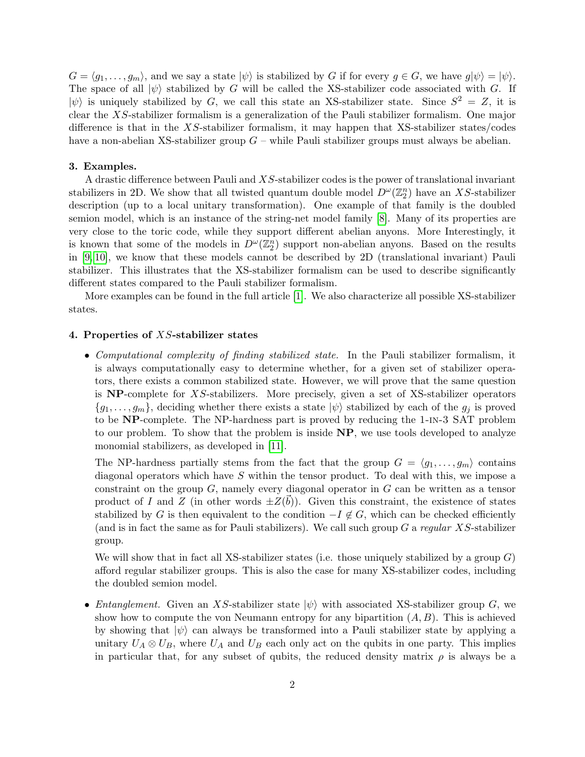$G = \langle g_1, \ldots, g_m \rangle$, and we say a state $|\psi\rangle$ is stabilized by $G$ if for every $g \in G$, we have $g|\psi\rangle = |\psi\rangle$. The space of all $|\psi\rangle$ stabilized by $G$ will be called the XS-stabilizer code associated with $G$. If $|\psi\rangle$ is uniquely stabilized by $G$, we call this state an XS-stabilizer state. Since $S^2 = Z$, it is clear the $XS$-stabilizer formalism is a generalization of the Pauli stabilizer formalism. One major difference is that in the $XS$-stabilizer formalism, it may happen that XS-stabilizer states/codes have a non-abelian XS-stabilizer group $G$ – while Pauli stabilizer groups must always be abelian.

**3. Examples.**

A drastic difference between Pauli and $XS$-stabilizer codes is the power of translational invariant stabilizers in 2D. We show that all twisted quantum double model $D^\omega(\mathbb{Z}_2^n)$ have an $XS$-stabilizer description (up to a local unitary transformation). One example of that family is the doubled semion model, which is an instance of the string-net model family [8]. Many of its properties are very close to the toric code, while they support different abelian anyons. More Interestingly, it is known that some of the models in $D^\omega(\mathbb{Z}_2^n)$ support non-abelian anyons. Based on the results in [9,10], we know that these models cannot be described by 2D (translational invariant) Pauli stabilizer. This illustrates that the XS-stabilizer formalism can be used to describe significantly different states compared to the Pauli stabilizer formalism.

More examples can be found in the full article [1]. We also characterize all possible XS-stabilizer states.

**4. Properties of $XS$-stabilizer states**

- *Computational complexity of finding stabilized state.* In the Pauli stabilizer formalism, it is always computationally easy to determine whether, for a given set of stabilizer operators, there exists a common stabilized state. However, we will prove that the same question is **NP**-complete for $XS$-stabilizers. More precisely, given a set of XS-stabilizer operators $\{g_1, \ldots, g_m\}$, deciding whether there exists a state $|\psi\rangle$ stabilized by each of the $g_j$ is proved to be **NP**-complete. The NP-hardness part is proved by reducing the 1-IN-3 SAT problem to our problem. To show that the problem is inside **NP**, we use tools developed to analyze monomial stabilizers, as developed in [11].

  The NP-hardness partially stems from the fact that the group $G = \langle g_1, \ldots, g_m \rangle$ contains diagonal operators which have $S$ within the tensor product. To deal with this, we impose a constraint on the group $G$, namely every diagonal operator in $G$ can be written as a tensor product of $I$ and $Z$ (in other words $\pm Z(\vec{b})$). Given this constraint, the existence of states stabilized by $G$ is then equivalent to the condition $-I \notin G$, which can be checked efficiently (and is in fact the same as for Pauli stabilizers). We call such group $G$ a *regular* $XS$-stabilizer group.

  We will show that in fact all XS-stabilizer states (i.e. those uniquely stabilized by a group $G$) afford regular stabilizer groups. This is also the case for many XS-stabilizer codes, including the doubled semion model.

- *Entanglement.* Given an $XS$-stabilizer state $|\psi\rangle$ with associated XS-stabilizer group $G$, we show how to compute the von Neumann entropy for any bipartition $(A, B)$. This is achieved by showing that $|\psi\rangle$ can always be transformed into a Pauli stabilizer state by applying a unitary $U_A \otimes U_B$, where $U_A$ and $U_B$ each only act on the qubits in one party. This implies in particular that, for any subset of qubits, the reduced density matrix $\rho$ is always be a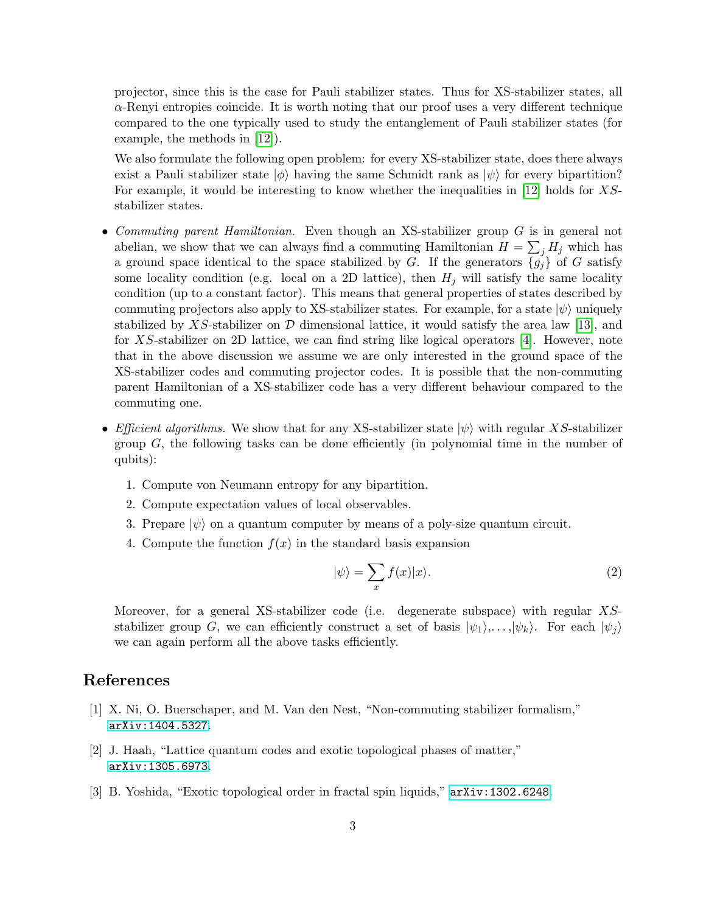projector, since this is the case for Pauli stabilizer states. Thus for XS-stabilizer states, all $\alpha$-Renyi entropies coincide. It is worth noting that our proof uses a very different technique compared to the one typically used to study the entanglement of Pauli stabilizer states (for example, the methods in [12]).

We also formulate the following open problem: for every XS-stabilizer state, does there always exist a Pauli stabilizer state $|\phi\rangle$ having the same Schmidt rank as $|\psi\rangle$ for every bipartition? For example, it would be interesting to know whether the inequalities in [12] holds for $XS$-stabilizer states.

- *Commuting parent Hamiltonian.* Even though an XS-stabilizer group $G$ is in general not abelian, we show that we can always find a commuting Hamiltonian $H = \sum_j H_j$ which has a ground space identical to the space stabilized by $G$. If the generators $\{g_j\}$ of $G$ satisfy some locality condition (e.g. local on a 2D lattice), then $H_j$ will satisfy the same locality condition (up to a constant factor). This means that general properties of states described by commuting projectors also apply to XS-stabilizer states. For example, for a state $|\psi\rangle$ uniquely stabilized by $XS$-stabilizer on $\mathcal{D}$ dimensional lattice, it would satisfy the area law [13], and for $XS$-stabilizer on 2D lattice, we can find string like logical operators [4]. However, note that in the above discussion we assume we are only interested in the ground space of the XS-stabilizer codes and commuting projector codes. It is possible that the non-commuting parent Hamiltonian of a XS-stabilizer code has a very different behaviour compared to the commuting one.

- *Efficient algorithms.* We show that for any XS-stabilizer state $|\psi\rangle$ with regular $XS$-stabilizer group $G$, the following tasks can be done efficiently (in polynomial time in the number of qubits):

  1. Compute von Neumann entropy for any bipartition.
  2. Compute expectation values of local observables.
  3. Prepare $|\psi\rangle$ on a quantum computer by means of a poly-size quantum circuit.
  4. Compute the function $f(x)$ in the standard basis expansion

  $$|\psi\rangle = \sum_x f(x)|x\rangle. \tag{2}$$

  Moreover, for a general XS-stabilizer code (i.e. degenerate subspace) with regular $XS$-stabilizer group $G$, we can efficiently construct a set of basis $|\psi_1\rangle, \ldots, |\psi_k\rangle$. For each $|\psi_j\rangle$ we can again perform all the above tasks efficiently.

## References

[1] X. Ni, O. Buerschaper, and M. Van den Nest, "Non-commuting stabilizer formalism," arXiv:1404.5327.

[2] J. Haah, "Lattice quantum codes and exotic topological phases of matter," arXiv:1305.6973.

[3] B. Yoshida, "Exotic topological order in fractal spin liquids," arXiv:1302.6248.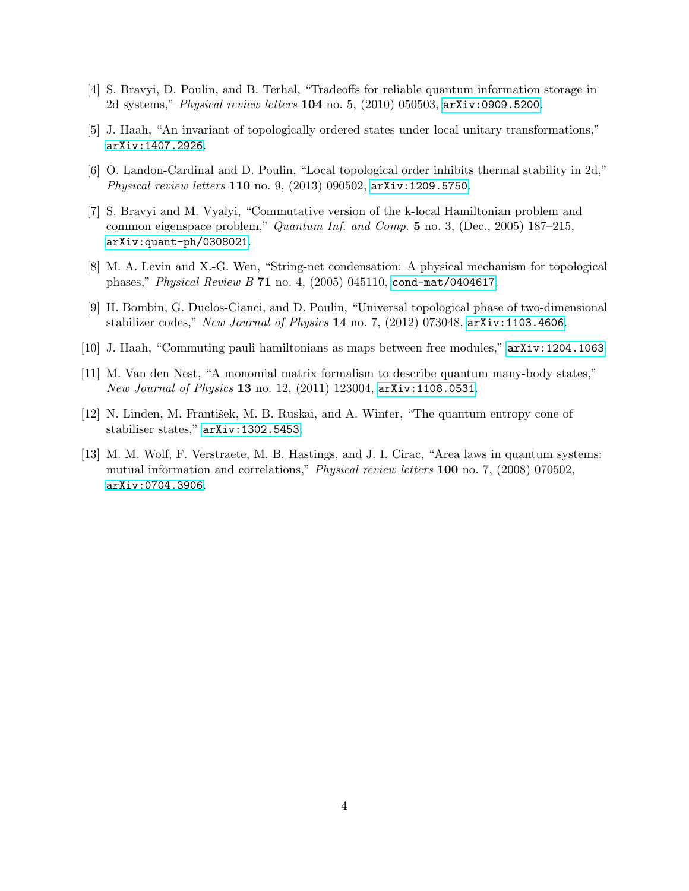[4] S. Bravyi, D. Poulin, and B. Terhal, "Tradeoffs for reliable quantum information storage in 2d systems," *Physical review letters* **104** no. 5, (2010) 050503, arXiv:0909.5200.

[5] J. Haah, "An invariant of topologically ordered states under local unitary transformations," arXiv:1407.2926.

[6] O. Landon-Cardinal and D. Poulin, "Local topological order inhibits thermal stability in 2d," *Physical review letters* **110** no. 9, (2013) 090502, arXiv:1209.5750.

[7] S. Bravyi and M. Vyalyi, "Commutative version of the k-local Hamiltonian problem and common eigenspace problem," *Quantum Inf. and Comp.* **5** no. 3, (Dec., 2005) 187–215, arXiv:quant-ph/0308021.

[8] M. A. Levin and X.-G. Wen, "String-net condensation: A physical mechanism for topological phases," *Physical Review B* **71** no. 4, (2005) 045110, cond-mat/0404617.

[9] H. Bombin, G. Duclos-Cianci, and D. Poulin, "Universal topological phase of two-dimensional stabilizer codes," *New Journal of Physics* **14** no. 7, (2012) 073048, arXiv:1103.4606.

[10] J. Haah, "Commuting pauli hamiltonians as maps between free modules," arXiv:1204.1063.

[11] M. Van den Nest, "A monomial matrix formalism to describe quantum many-body states," *New Journal of Physics* **13** no. 12, (2011) 123004, arXiv:1108.0531.

[12] N. Linden, M. František, M. B. Ruskai, and A. Winter, "The quantum entropy cone of stabiliser states," arXiv:1302.5453.

[13] M. M. Wolf, F. Verstraete, M. B. Hastings, and J. I. Cirac, "Area laws in quantum systems: mutual information and correlations," *Physical review letters* **100** no. 7, (2008) 070502, arXiv:0704.3906.